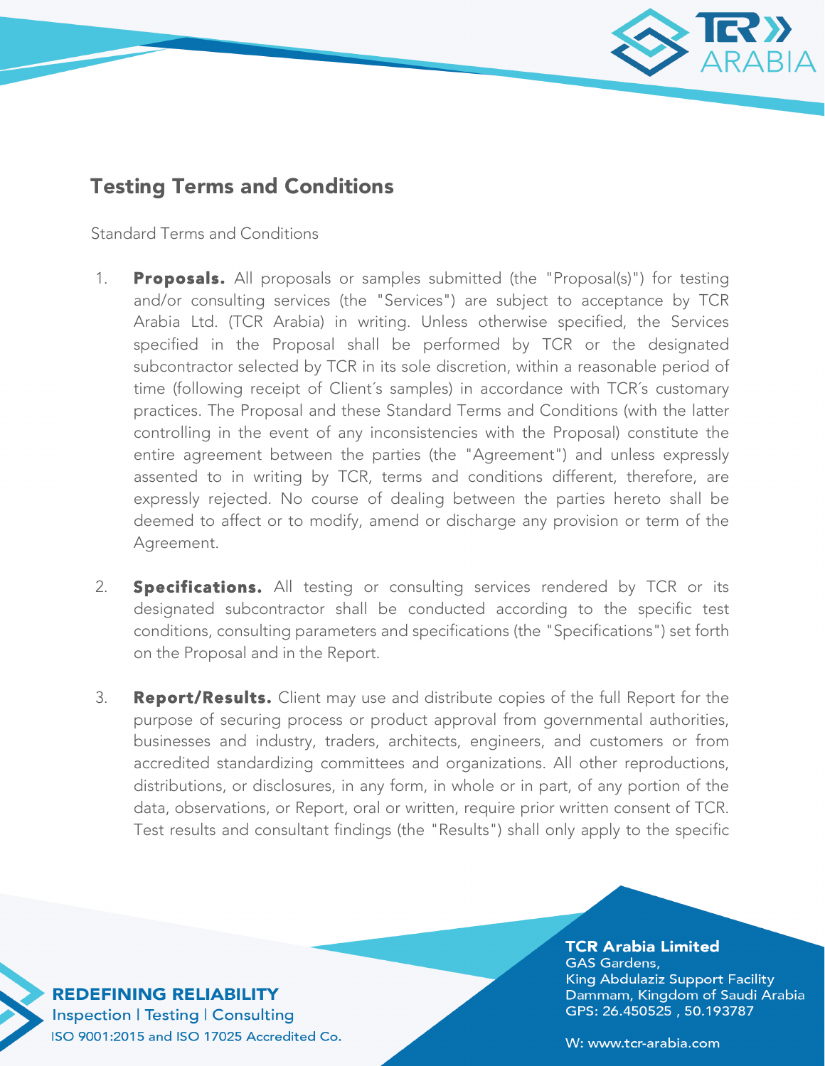# Testing Terms and Conditions

Standard Terms and Conditions

1. **Proposals.** All proposals or samples submitted (the "Proposal(s)") for testing and/or consulting services (the "Services") are subject to acceptance by TCR Arabia Ltd. (TCR Arabia) in writing. Unless otherwise specified, the Services specified in the Proposal shall be performed by TCR or the designated subcontractor selected by TCR in its sole discretion, within a reasonable period of time (following receipt of Client´s samples) in accordance with TCR´s customary practices. The Proposal and these Standard Terms and Conditions (with the latter controlling in the event of any inconsistencies with the Proposal) constitute the entire agreement between the parties (the "Agreement") and unless expressly assented to in writing by TCR, terms and conditions different, therefore, are expressly rejected. No course of dealing between the parties hereto shall be deemed to affect or to modify, amend or discharge any provision or term of the Agreement.

2. **Specifications.** All testing or consulting services rendered by TCR or its designated subcontractor shall be conducted according to the specific test conditions, consulting parameters and specifications (the "Specifications") set forth on the Proposal and in the Report.

3. **Report/Results.** Client may use and distribute copies of the full Report for the purpose of securing process or product approval from governmental authorities, businesses and industry, traders, architects, engineers, and customers or from accredited standardizing committees and organizations. All other reproductions, distributions, or disclosures, in any form, in whole or in part, of any portion of the data, observations, or Report, oral or written, require prior written consent of TCR. Test results and consultant findings (the "Results") shall only apply to the specific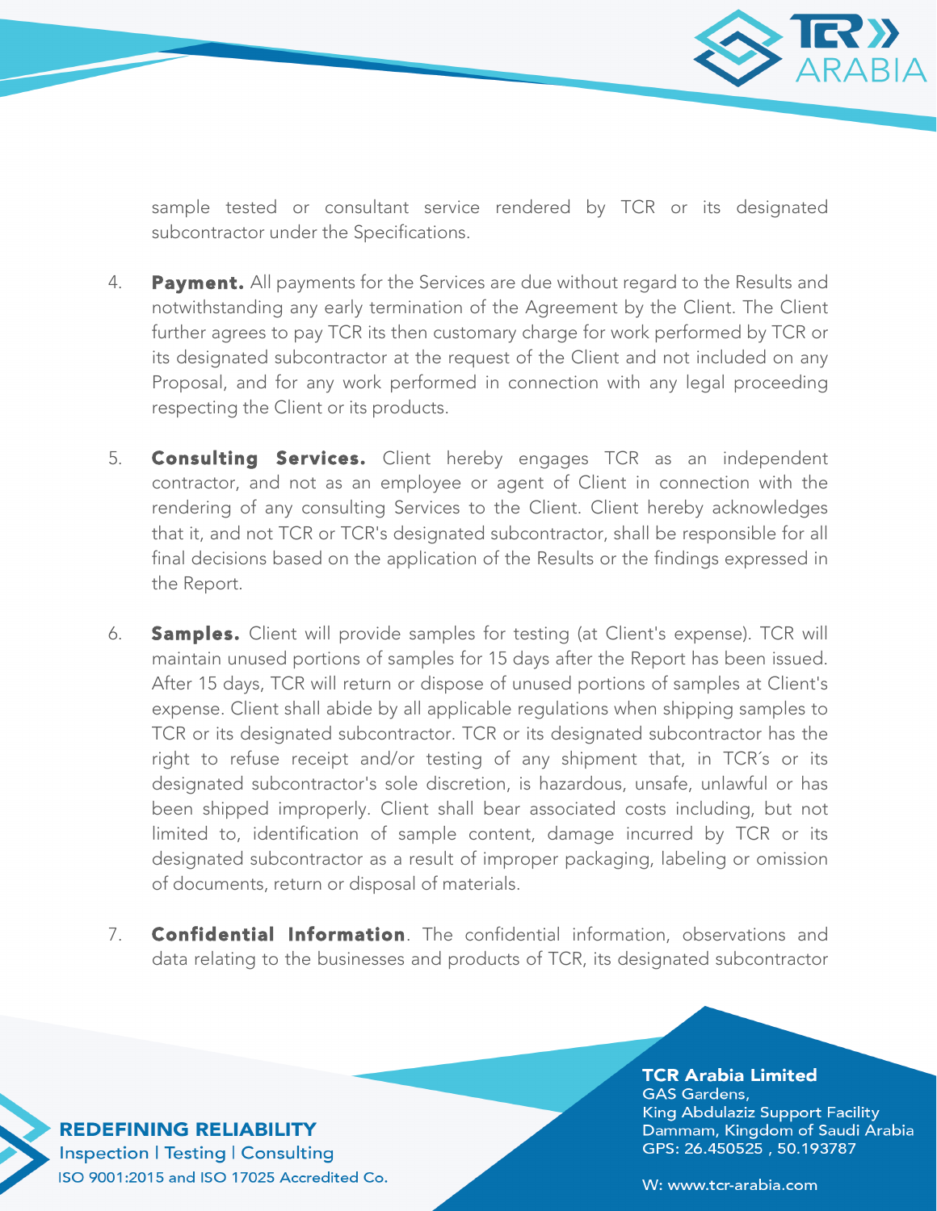sample tested or consultant service rendered by TCR or its designated subcontractor under the Specifications.

4. **Payment.** All payments for the Services are due without regard to the Results and notwithstanding any early termination of the Agreement by the Client. The Client further agrees to pay TCR its then customary charge for work performed by TCR or its designated subcontractor at the request of the Client and not included on any Proposal, and for any work performed in connection with any legal proceeding respecting the Client or its products.

5. **Consulting Services.** Client hereby engages TCR as an independent contractor, and not as an employee or agent of Client in connection with the rendering of any consulting Services to the Client. Client hereby acknowledges that it, and not TCR or TCR's designated subcontractor, shall be responsible for all final decisions based on the application of the Results or the findings expressed in the Report.

6. **Samples.** Client will provide samples for testing (at Client's expense). TCR will maintain unused portions of samples for 15 days after the Report has been issued. After 15 days, TCR will return or dispose of unused portions of samples at Client's expense. Client shall abide by all applicable regulations when shipping samples to TCR or its designated subcontractor. TCR or its designated subcontractor has the right to refuse receipt and/or testing of any shipment that, in TCR´s or its designated subcontractor's sole discretion, is hazardous, unsafe, unlawful or has been shipped improperly. Client shall bear associated costs including, but not limited to, identification of sample content, damage incurred by TCR or its designated subcontractor as a result of improper packaging, labeling or omission of documents, return or disposal of materials.

7. **Confidential Information**. The confidential information, observations and data relating to the businesses and products of TCR, its designated subcontractor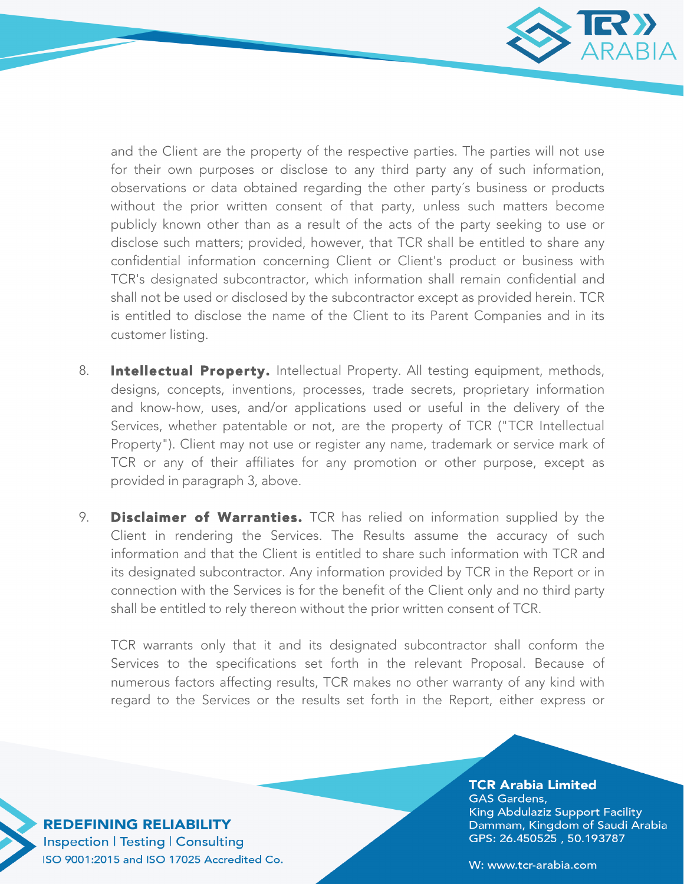and the Client are the property of the respective parties. The parties will not use for their own purposes or disclose to any third party any of such information, observations or data obtained regarding the other party´s business or products without the prior written consent of that party, unless such matters become publicly known other than as a result of the acts of the party seeking to use or disclose such matters; provided, however, that TCR shall be entitled to share any confidential information concerning Client or Client's product or business with TCR's designated subcontractor, which information shall remain confidential and shall not be used or disclosed by the subcontractor except as provided herein. TCR is entitled to disclose the name of the Client to its Parent Companies and in its customer listing.

8. **Intellectual Property.** Intellectual Property. All testing equipment, methods, designs, concepts, inventions, processes, trade secrets, proprietary information and know-how, uses, and/or applications used or useful in the delivery of the Services, whether patentable or not, are the property of TCR ("TCR Intellectual Property"). Client may not use or register any name, trademark or service mark of TCR or any of their affiliates for any promotion or other purpose, except as provided in paragraph 3, above.

9. **Disclaimer of Warranties.** TCR has relied on information supplied by the Client in rendering the Services. The Results assume the accuracy of such information and that the Client is entitled to share such information with TCR and its designated subcontractor. Any information provided by TCR in the Report or in connection with the Services is for the benefit of the Client only and no third party shall be entitled to rely thereon without the prior written consent of TCR.

   TCR warrants only that it and its designated subcontractor shall conform the Services to the specifications set forth in the relevant Proposal. Because of numerous factors affecting results, TCR makes no other warranty of any kind with regard to the Services or the results set forth in the Report, either express or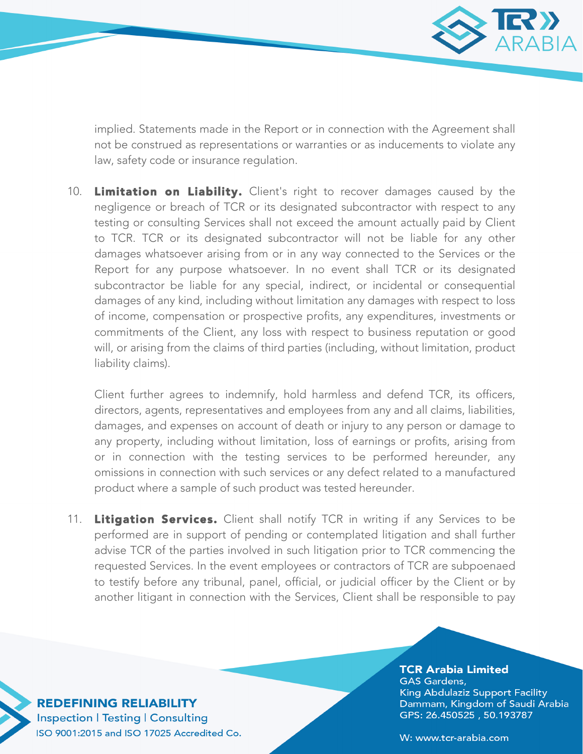implied. Statements made in the Report or in connection with the Agreement shall not be construed as representations or warranties or as inducements to violate any law, safety code or insurance regulation.

10. **Limitation on Liability.** Client's right to recover damages caused by the negligence or breach of TCR or its designated subcontractor with respect to any testing or consulting Services shall not exceed the amount actually paid by Client to TCR. TCR or its designated subcontractor will not be liable for any other damages whatsoever arising from or in any way connected to the Services or the Report for any purpose whatsoever. In no event shall TCR or its designated subcontractor be liable for any special, indirect, or incidental or consequential damages of any kind, including without limitation any damages with respect to loss of income, compensation or prospective profits, any expenditures, investments or commitments of the Client, any loss with respect to business reputation or good will, or arising from the claims of third parties (including, without limitation, product liability claims).

    Client further agrees to indemnify, hold harmless and defend TCR, its officers, directors, agents, representatives and employees from any and all claims, liabilities, damages, and expenses on account of death or injury to any person or damage to any property, including without limitation, loss of earnings or profits, arising from or in connection with the testing services to be performed hereunder, any omissions in connection with such services or any defect related to a manufactured product where a sample of such product was tested hereunder.

11. **Litigation Services.** Client shall notify TCR in writing if any Services to be performed are in support of pending or contemplated litigation and shall further advise TCR of the parties involved in such litigation prior to TCR commencing the requested Services. In the event employees or contractors of TCR are subpoenaed to testify before any tribunal, panel, official, or judicial officer by the Client or by another litigant in connection with the Services, Client shall be responsible to pay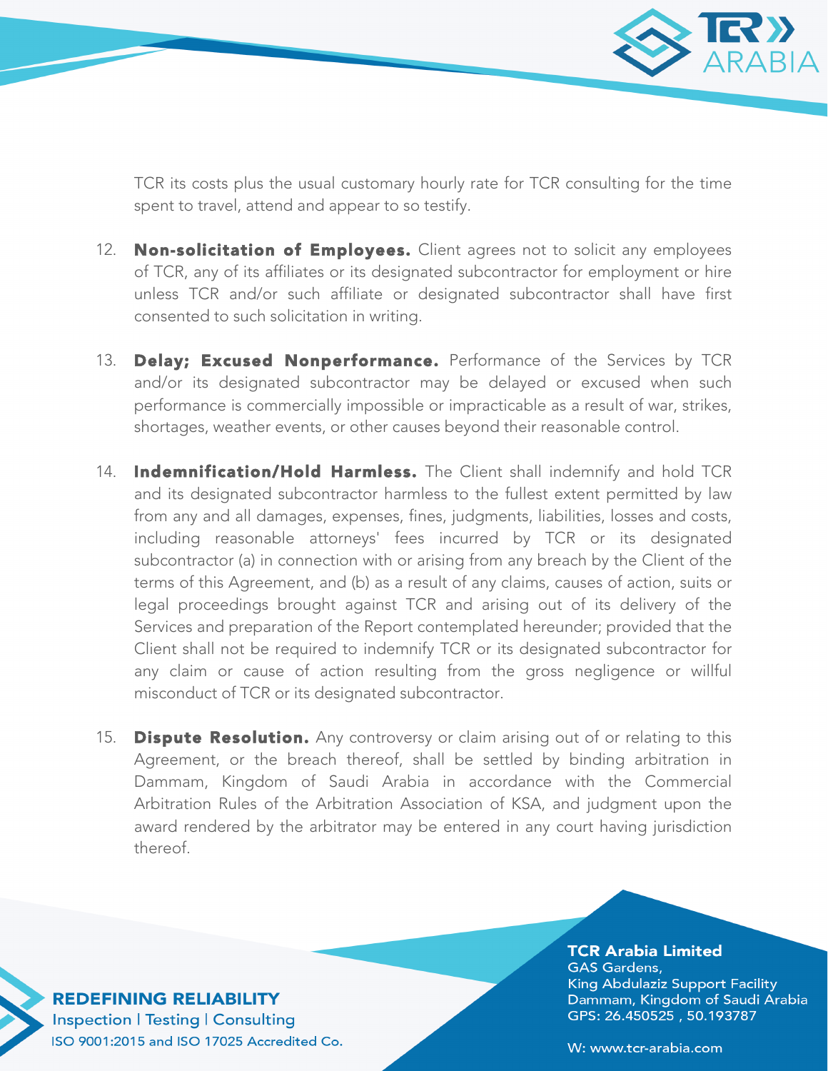TCR its costs plus the usual customary hourly rate for TCR consulting for the time spent to travel, attend and appear to so testify.

12. **Non-solicitation of Employees.** Client agrees not to solicit any employees of TCR, any of its affiliates or its designated subcontractor for employment or hire unless TCR and/or such affiliate or designated subcontractor shall have first consented to such solicitation in writing.

13. **Delay; Excused Nonperformance.** Performance of the Services by TCR and/or its designated subcontractor may be delayed or excused when such performance is commercially impossible or impracticable as a result of war, strikes, shortages, weather events, or other causes beyond their reasonable control.

14. **Indemnification/Hold Harmless.** The Client shall indemnify and hold TCR and its designated subcontractor harmless to the fullest extent permitted by law from any and all damages, expenses, fines, judgments, liabilities, losses and costs, including reasonable attorneys' fees incurred by TCR or its designated subcontractor (a) in connection with or arising from any breach by the Client of the terms of this Agreement, and (b) as a result of any claims, causes of action, suits or legal proceedings brought against TCR and arising out of its delivery of the Services and preparation of the Report contemplated hereunder; provided that the Client shall not be required to indemnify TCR or its designated subcontractor for any claim or cause of action resulting from the gross negligence or willful misconduct of TCR or its designated subcontractor.

15. **Dispute Resolution.** Any controversy or claim arising out of or relating to this Agreement, or the breach thereof, shall be settled by binding arbitration in Dammam, Kingdom of Saudi Arabia in accordance with the Commercial Arbitration Rules of the Arbitration Association of KSA, and judgment upon the award rendered by the arbitrator may be entered in any court having jurisdiction thereof.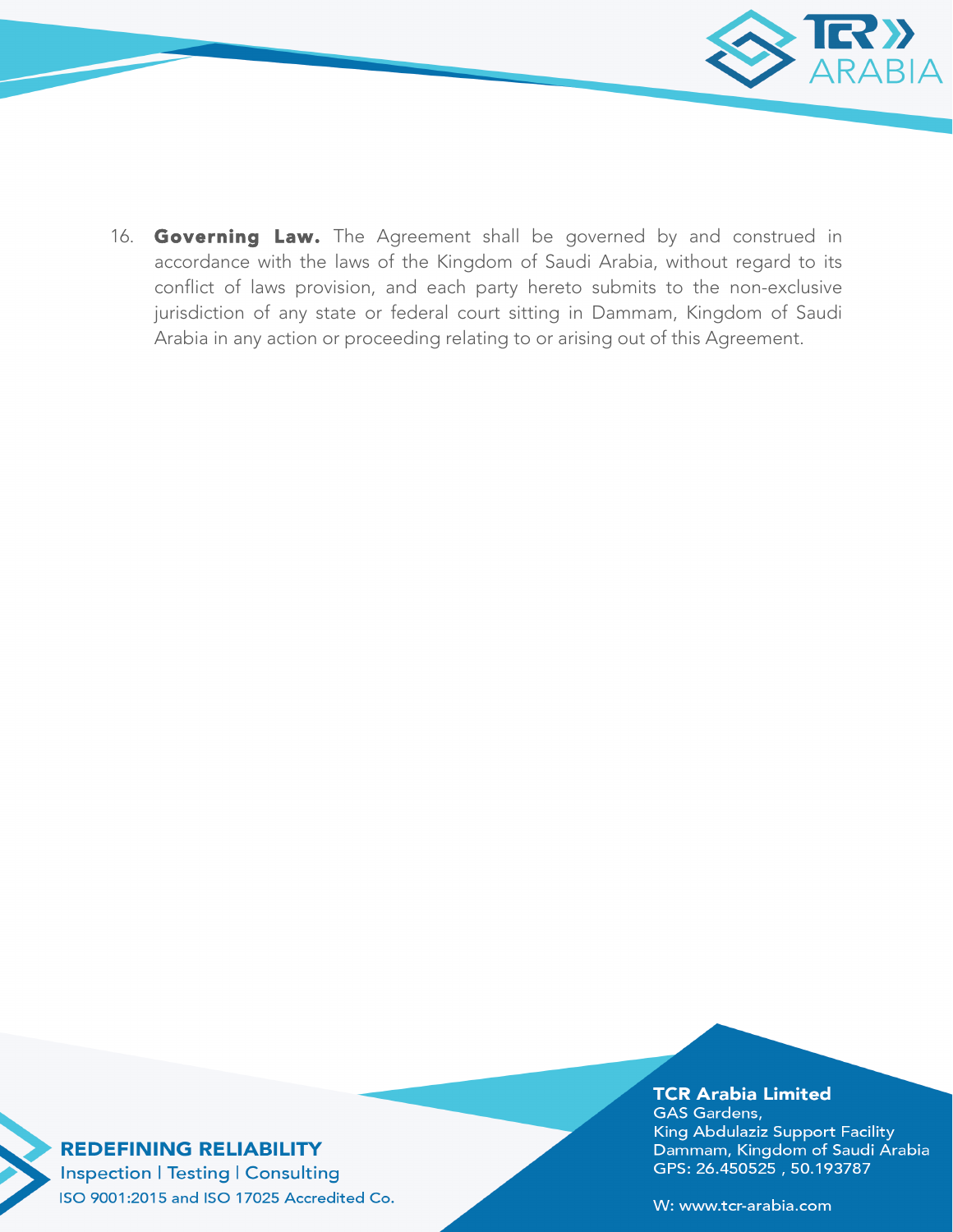16. **Governing Law.** The Agreement shall be governed by and construed in accordance with the laws of the Kingdom of Saudi Arabia, without regard to its conflict of laws provision, and each party hereto submits to the non-exclusive jurisdiction of any state or federal court sitting in Dammam, Kingdom of Saudi Arabia in any action or proceeding relating to or arising out of this Agreement.